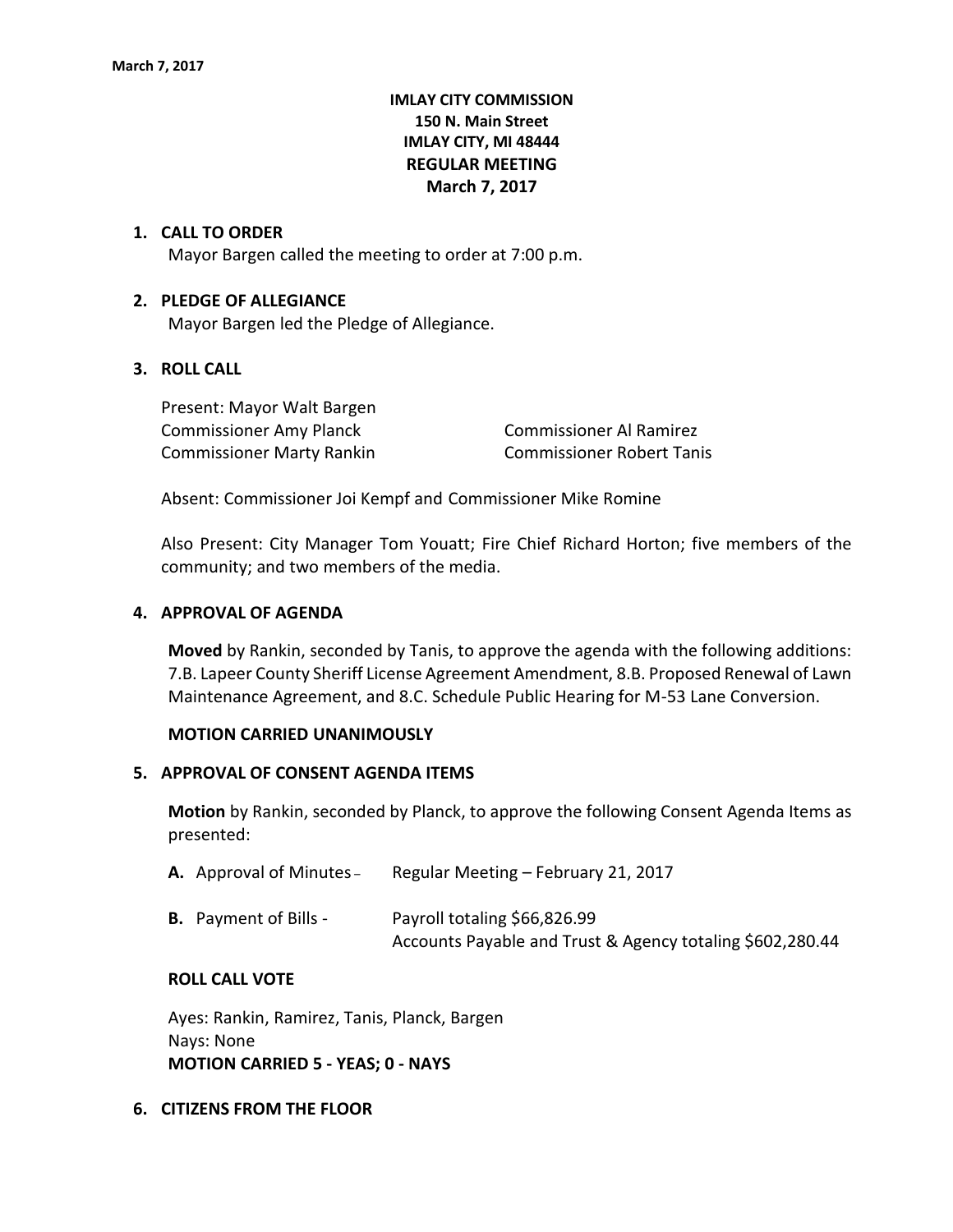**IMLAY CITY COMMISSION**
**150 N. Main Street**
**IMLAY CITY, MI 48444**
**REGULAR MEETING**
**March 7, 2017**

## 1. CALL TO ORDER

Mayor Bargen called the meeting to order at 7:00 p.m.

## 2. PLEDGE OF ALLEGIANCE

Mayor Bargen led the Pledge of Allegiance.

## 3. ROLL CALL

Present: Mayor Walt Bargen
Commissioner Amy Planck
Commissioner Marty Rankin
Commissioner Al Ramirez
Commissioner Robert Tanis

Absent: Commissioner Joi Kempf and Commissioner Mike Romine

Also Present: City Manager Tom Youatt; Fire Chief Richard Horton; five members of the community; and two members of the media.

## 4. APPROVAL OF AGENDA

**Moved** by Rankin, seconded by Tanis, to approve the agenda with the following additions: 7.B. Lapeer County Sheriff License Agreement Amendment, 8.B. Proposed Renewal of Lawn Maintenance Agreement, and 8.C. Schedule Public Hearing for M-53 Lane Conversion.

**MOTION CARRIED UNANIMOUSLY**

## 5. APPROVAL OF CONSENT AGENDA ITEMS

**Motion** by Rankin, seconded by Planck, to approve the following Consent Agenda Items as presented:

**A.** Approval of Minutes – Regular Meeting – February 21, 2017

**B.** Payment of Bills - Payroll totaling $66,826.99
Accounts Payable and Trust & Agency totaling $602,280.44

**ROLL CALL VOTE**

Ayes: Rankin, Ramirez, Tanis, Planck, Bargen
Nays: None
**MOTION CARRIED 5 - YEAS; 0 - NAYS**

## 6. CITIZENS FROM THE FLOOR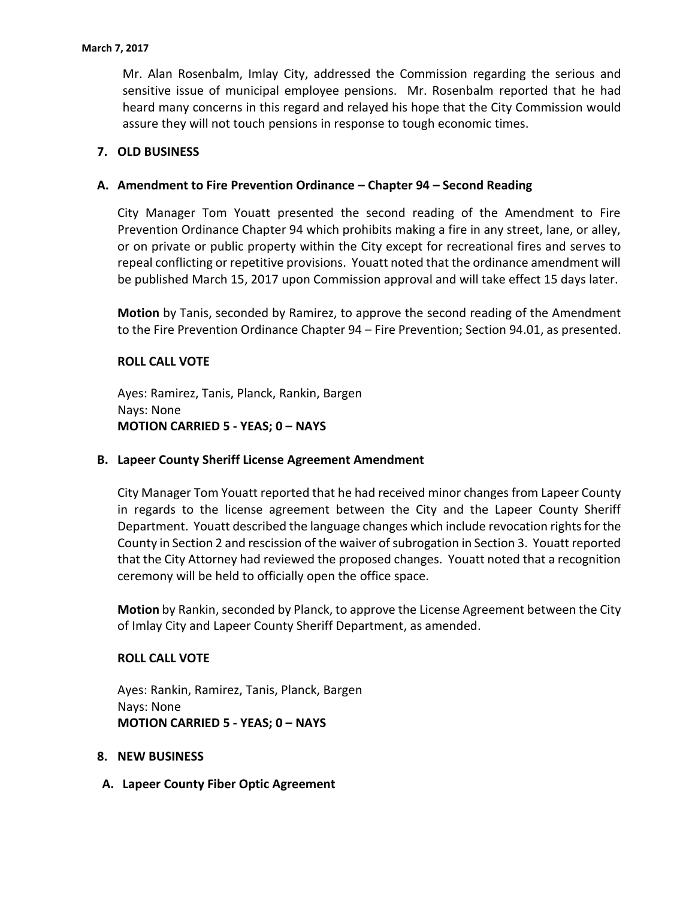Mr. Alan Rosenbalm, Imlay City, addressed the Commission regarding the serious and sensitive issue of municipal employee pensions. Mr. Rosenbalm reported that he had heard many concerns in this regard and relayed his hope that the City Commission would assure they will not touch pensions in response to tough economic times.

## 7. OLD BUSINESS

### A. Amendment to Fire Prevention Ordinance – Chapter 94 – Second Reading

City Manager Tom Youatt presented the second reading of the Amendment to Fire Prevention Ordinance Chapter 94 which prohibits making a fire in any street, lane, or alley, or on private or public property within the City except for recreational fires and serves to repeal conflicting or repetitive provisions. Youatt noted that the ordinance amendment will be published March 15, 2017 upon Commission approval and will take effect 15 days later.

**Motion** by Tanis, seconded by Ramirez, to approve the second reading of the Amendment to the Fire Prevention Ordinance Chapter 94 – Fire Prevention; Section 94.01, as presented.

**ROLL CALL VOTE**

Ayes: Ramirez, Tanis, Planck, Rankin, Bargen
Nays: None
**MOTION CARRIED 5 - YEAS; 0 – NAYS**

### B. Lapeer County Sheriff License Agreement Amendment

City Manager Tom Youatt reported that he had received minor changes from Lapeer County in regards to the license agreement between the City and the Lapeer County Sheriff Department. Youatt described the language changes which include revocation rights for the County in Section 2 and rescission of the waiver of subrogation in Section 3. Youatt reported that the City Attorney had reviewed the proposed changes. Youatt noted that a recognition ceremony will be held to officially open the office space.

**Motion** by Rankin, seconded by Planck, to approve the License Agreement between the City of Imlay City and Lapeer County Sheriff Department, as amended.

**ROLL CALL VOTE**

Ayes: Rankin, Ramirez, Tanis, Planck, Bargen
Nays: None
**MOTION CARRIED 5 - YEAS; 0 – NAYS**

## 8. NEW BUSINESS

### A. Lapeer County Fiber Optic Agreement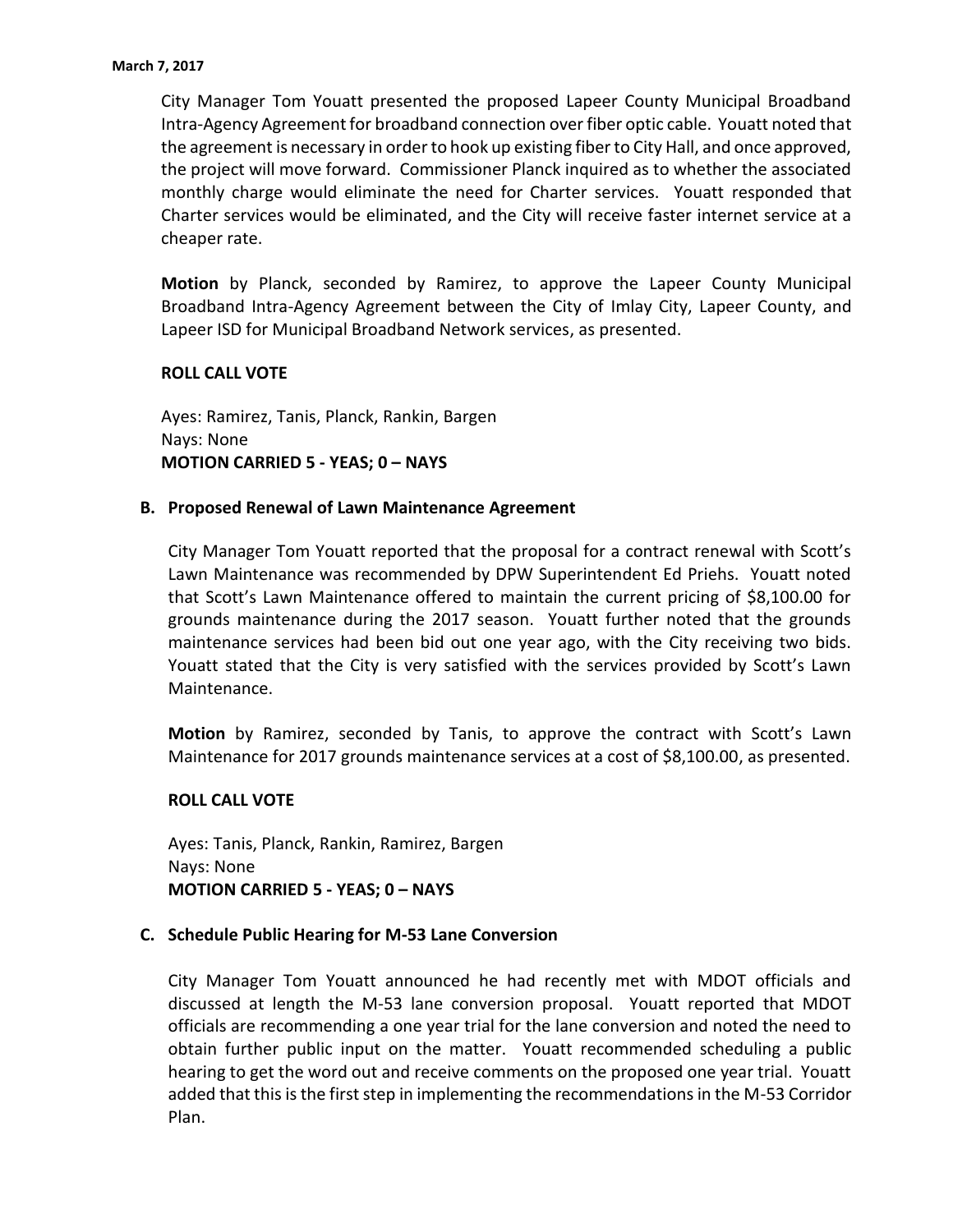City Manager Tom Youatt presented the proposed Lapeer County Municipal Broadband Intra-Agency Agreement for broadband connection over fiber optic cable. Youatt noted that the agreement is necessary in order to hook up existing fiber to City Hall, and once approved, the project will move forward. Commissioner Planck inquired as to whether the associated monthly charge would eliminate the need for Charter services. Youatt responded that Charter services would be eliminated, and the City will receive faster internet service at a cheaper rate.

**Motion** by Planck, seconded by Ramirez, to approve the Lapeer County Municipal Broadband Intra-Agency Agreement between the City of Imlay City, Lapeer County, and Lapeer ISD for Municipal Broadband Network services, as presented.

**ROLL CALL VOTE**

Ayes: Ramirez, Tanis, Planck, Rankin, Bargen
Nays: None
**MOTION CARRIED 5 - YEAS; 0 – NAYS**

**B. Proposed Renewal of Lawn Maintenance Agreement**

City Manager Tom Youatt reported that the proposal for a contract renewal with Scott's Lawn Maintenance was recommended by DPW Superintendent Ed Priehs. Youatt noted that Scott's Lawn Maintenance offered to maintain the current pricing of $8,100.00 for grounds maintenance during the 2017 season. Youatt further noted that the grounds maintenance services had been bid out one year ago, with the City receiving two bids. Youatt stated that the City is very satisfied with the services provided by Scott's Lawn Maintenance.

**Motion** by Ramirez, seconded by Tanis, to approve the contract with Scott's Lawn Maintenance for 2017 grounds maintenance services at a cost of $8,100.00, as presented.

**ROLL CALL VOTE**

Ayes: Tanis, Planck, Rankin, Ramirez, Bargen
Nays: None
**MOTION CARRIED 5 - YEAS; 0 – NAYS**

**C. Schedule Public Hearing for M-53 Lane Conversion**

City Manager Tom Youatt announced he had recently met with MDOT officials and discussed at length the M-53 lane conversion proposal. Youatt reported that MDOT officials are recommending a one year trial for the lane conversion and noted the need to obtain further public input on the matter. Youatt recommended scheduling a public hearing to get the word out and receive comments on the proposed one year trial. Youatt added that this is the first step in implementing the recommendations in the M-53 Corridor Plan.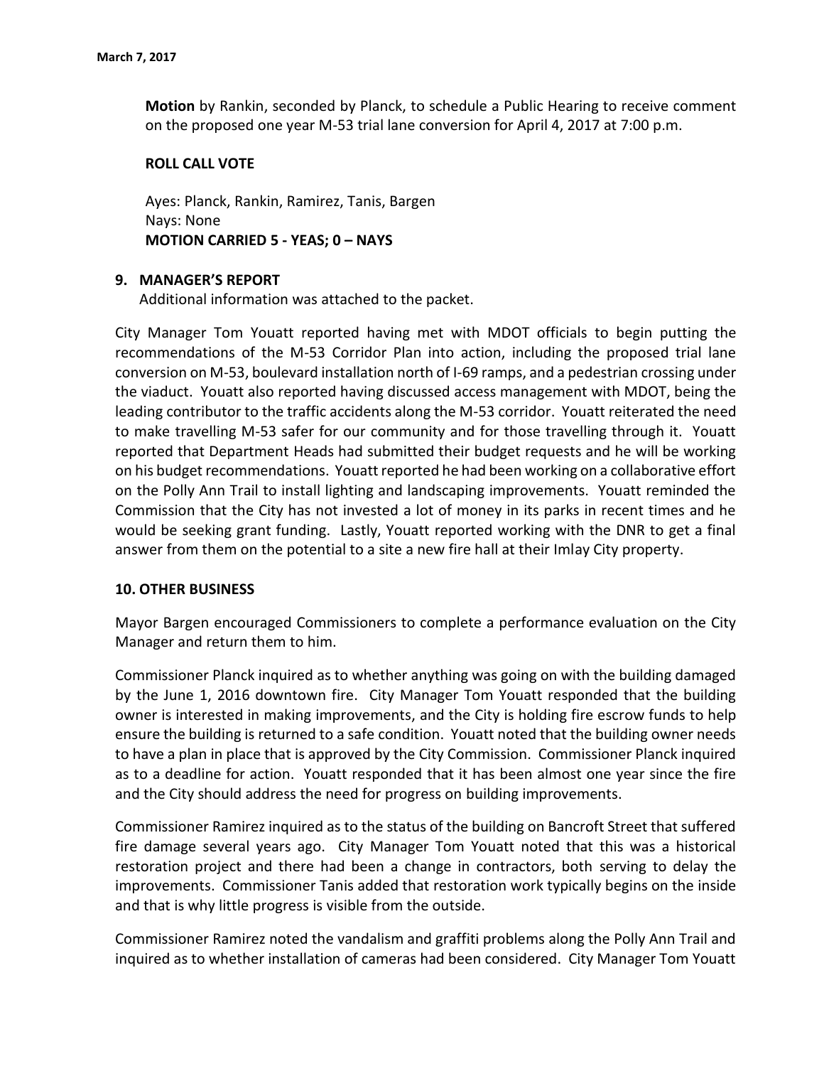**Motion** by Rankin, seconded by Planck, to schedule a Public Hearing to receive comment on the proposed one year M-53 trial lane conversion for April 4, 2017 at 7:00 p.m.

**ROLL CALL VOTE**

Ayes: Planck, Rankin, Ramirez, Tanis, Bargen
Nays: None
**MOTION CARRIED 5 - YEAS; 0 – NAYS**

## 9. MANAGER'S REPORT

Additional information was attached to the packet.

City Manager Tom Youatt reported having met with MDOT officials to begin putting the recommendations of the M-53 Corridor Plan into action, including the proposed trial lane conversion on M-53, boulevard installation north of I-69 ramps, and a pedestrian crossing under the viaduct. Youatt also reported having discussed access management with MDOT, being the leading contributor to the traffic accidents along the M-53 corridor. Youatt reiterated the need to make travelling M-53 safer for our community and for those travelling through it. Youatt reported that Department Heads had submitted their budget requests and he will be working on his budget recommendations. Youatt reported he had been working on a collaborative effort on the Polly Ann Trail to install lighting and landscaping improvements. Youatt reminded the Commission that the City has not invested a lot of money in its parks in recent times and he would be seeking grant funding. Lastly, Youatt reported working with the DNR to get a final answer from them on the potential to a site a new fire hall at their Imlay City property.

## 10. OTHER BUSINESS

Mayor Bargen encouraged Commissioners to complete a performance evaluation on the City Manager and return them to him.

Commissioner Planck inquired as to whether anything was going on with the building damaged by the June 1, 2016 downtown fire. City Manager Tom Youatt responded that the building owner is interested in making improvements, and the City is holding fire escrow funds to help ensure the building is returned to a safe condition. Youatt noted that the building owner needs to have a plan in place that is approved by the City Commission. Commissioner Planck inquired as to a deadline for action. Youatt responded that it has been almost one year since the fire and the City should address the need for progress on building improvements.

Commissioner Ramirez inquired as to the status of the building on Bancroft Street that suffered fire damage several years ago. City Manager Tom Youatt noted that this was a historical restoration project and there had been a change in contractors, both serving to delay the improvements. Commissioner Tanis added that restoration work typically begins on the inside and that is why little progress is visible from the outside.

Commissioner Ramirez noted the vandalism and graffiti problems along the Polly Ann Trail and inquired as to whether installation of cameras had been considered. City Manager Tom Youatt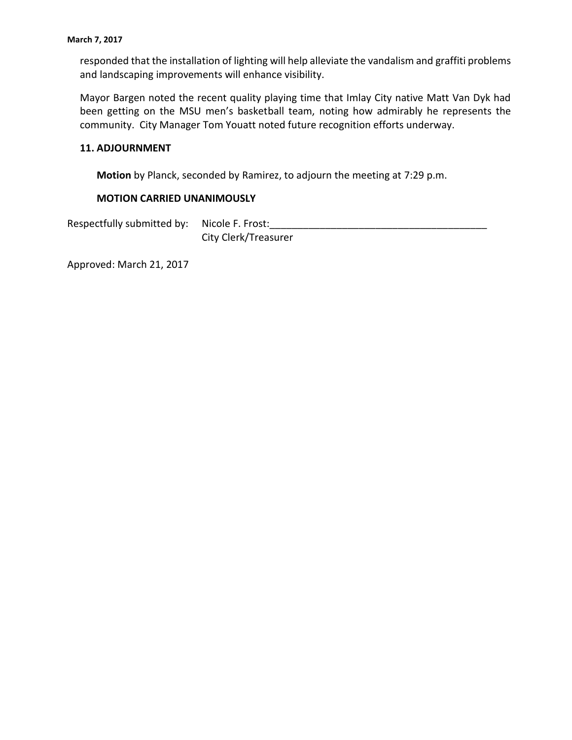responded that the installation of lighting will help alleviate the vandalism and graffiti problems and landscaping improvements will enhance visibility.

Mayor Bargen noted the recent quality playing time that Imlay City native Matt Van Dyk had been getting on the MSU men's basketball team, noting how admirably he represents the community. City Manager Tom Youatt noted future recognition efforts underway.

### 11. ADJOURNMENT

**Motion** by Planck, seconded by Ramirez, to adjourn the meeting at 7:29 p.m.

**MOTION CARRIED UNANIMOUSLY**

Respectfully submitted by: Nicole F. Frost:________________________________________
City Clerk/Treasurer

Approved: March 21, 2017